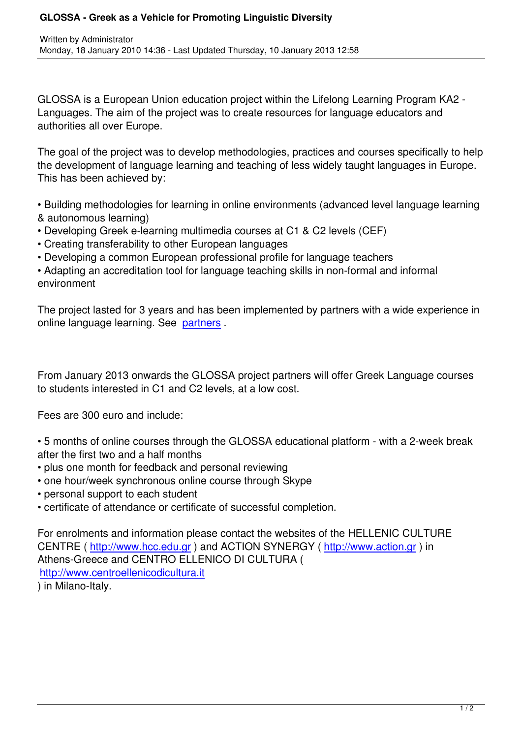# GLOSSA - Greek as a Vehicle for Promoting Linguistic Diversity

Written by Administrator
Monday, 18 January 2010 14:36 - Last Updated Thursday, 10 January 2013 12:58

GLOSSA is a European Union education project within the Lifelong Learning Program KA2 - Languages. The aim of the project was to create resources for language educators and authorities all over Europe.

The goal of the project was to develop methodologies, practices and courses specifically to help the development of language learning and teaching of less widely taught languages in Europe. This has been achieved by:

- Building methodologies for learning in online environments (advanced level language learning & autonomous learning)
- Developing Greek e-learning multimedia courses at C1 & C2 levels (CEF)
- Creating transferability to other European languages
- Developing a common European professional profile for language teachers
- Adapting an accreditation tool for language teaching skills in non-formal and informal environment

The project lasted for 3 years and has been implemented by partners with a wide experience in online language learning. See partners .

From January 2013 onwards the GLOSSA project partners will offer Greek Language courses to students interested in C1 and C2 levels, at a low cost.

Fees are 300 euro and include:

- 5 months of online courses through the GLOSSA educational platform - with a 2-week break after the first two and a half months
- plus one month for feedback and personal reviewing
- one hour/week synchronous online course through Skype
- personal support to each student
- certificate of attendance or certificate of successful completion.

For enrolments and information please contact the websites of the HELLENIC CULTURE CENTRE ( http://www.hcc.edu.gr ) and ACTION SYNERGY ( http://www.action.gr ) in Athens-Greece and CENTRO ELLENICO DI CULTURA ( http://www.centroellenicodicultura.it ) in Milano-Italy.